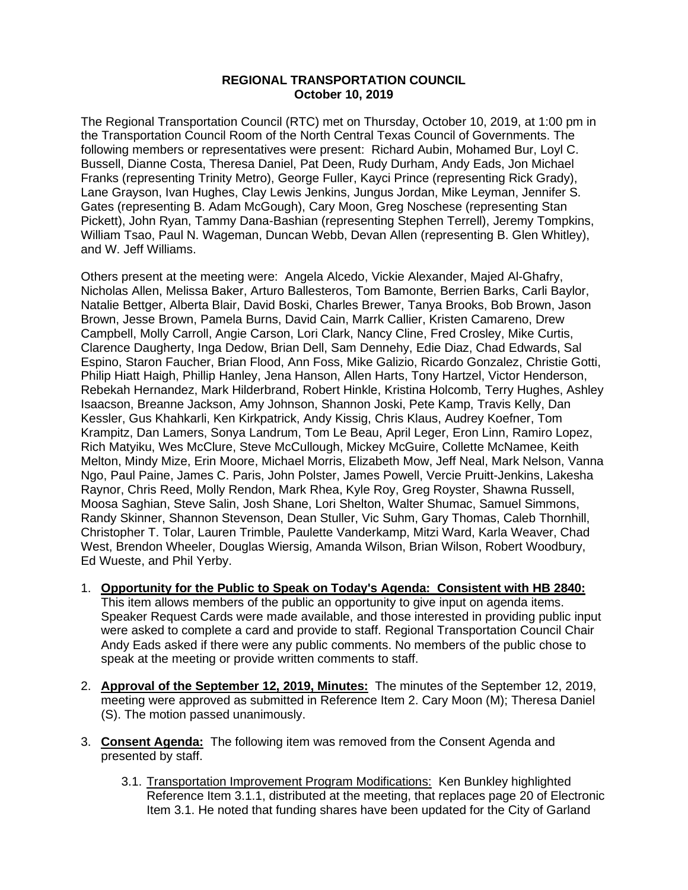**REGIONAL TRANSPORTATION COUNCIL**
**October 10, 2019**

The Regional Transportation Council (RTC) met on Thursday, October 10, 2019, at 1:00 pm in the Transportation Council Room of the North Central Texas Council of Governments. The following members or representatives were present: Richard Aubin, Mohamed Bur, Loyl C. Bussell, Dianne Costa, Theresa Daniel, Pat Deen, Rudy Durham, Andy Eads, Jon Michael Franks (representing Trinity Metro), George Fuller, Kayci Prince (representing Rick Grady), Lane Grayson, Ivan Hughes, Clay Lewis Jenkins, Jungus Jordan, Mike Leyman, Jennifer S. Gates (representing B. Adam McGough), Cary Moon, Greg Noschese (representing Stan Pickett), John Ryan, Tammy Dana-Bashian (representing Stephen Terrell), Jeremy Tompkins, William Tsao, Paul N. Wageman, Duncan Webb, Devan Allen (representing B. Glen Whitley), and W. Jeff Williams.

Others present at the meeting were: Angela Alcedo, Vickie Alexander, Majed Al-Ghafry, Nicholas Allen, Melissa Baker, Arturo Ballesteros, Tom Bamonte, Berrien Barks, Carli Baylor, Natalie Bettger, Alberta Blair, David Boski, Charles Brewer, Tanya Brooks, Bob Brown, Jason Brown, Jesse Brown, Pamela Burns, David Cain, Marrk Callier, Kristen Camareno, Drew Campbell, Molly Carroll, Angie Carson, Lori Clark, Nancy Cline, Fred Crosley, Mike Curtis, Clarence Daugherty, Inga Dedow, Brian Dell, Sam Dennehy, Edie Diaz, Chad Edwards, Sal Espino, Staron Faucher, Brian Flood, Ann Foss, Mike Galizio, Ricardo Gonzalez, Christie Gotti, Philip Hiatt Haigh, Phillip Hanley, Jena Hanson, Allen Harts, Tony Hartzel, Victor Henderson, Rebekah Hernandez, Mark Hilderbrand, Robert Hinkle, Kristina Holcomb, Terry Hughes, Ashley Isaacson, Breanne Jackson, Amy Johnson, Shannon Joski, Pete Kamp, Travis Kelly, Dan Kessler, Gus Khahkarli, Ken Kirkpatrick, Andy Kissig, Chris Klaus, Audrey Koefner, Tom Krampitz, Dan Lamers, Sonya Landrum, Tom Le Beau, April Leger, Eron Linn, Ramiro Lopez, Rich Matyiku, Wes McClure, Steve McCullough, Mickey McGuire, Collette McNamee, Keith Melton, Mindy Mize, Erin Moore, Michael Morris, Elizabeth Mow, Jeff Neal, Mark Nelson, Vanna Ngo, Paul Paine, James C. Paris, John Polster, James Powell, Vercie Pruitt-Jenkins, Lakesha Raynor, Chris Reed, Molly Rendon, Mark Rhea, Kyle Roy, Greg Royster, Shawna Russell, Moosa Saghian, Steve Salin, Josh Shane, Lori Shelton, Walter Shumac, Samuel Simmons, Randy Skinner, Shannon Stevenson, Dean Stuller, Vic Suhm, Gary Thomas, Caleb Thornhill, Christopher T. Tolar, Lauren Trimble, Paulette Vanderkamp, Mitzi Ward, Karla Weaver, Chad West, Brendon Wheeler, Douglas Wiersig, Amanda Wilson, Brian Wilson, Robert Woodbury, Ed Wueste, and Phil Yerby.

1. **Opportunity for the Public to Speak on Today's Agenda: Consistent with HB 2840:** This item allows members of the public an opportunity to give input on agenda items. Speaker Request Cards were made available, and those interested in providing public input were asked to complete a card and provide to staff. Regional Transportation Council Chair Andy Eads asked if there were any public comments. No members of the public chose to speak at the meeting or provide written comments to staff.

2. **Approval of the September 12, 2019, Minutes:** The minutes of the September 12, 2019, meeting were approved as submitted in Reference Item 2. Cary Moon (M); Theresa Daniel (S). The motion passed unanimously.

3. **Consent Agenda:** The following item was removed from the Consent Agenda and presented by staff.

   3.1. Transportation Improvement Program Modifications: Ken Bunkley highlighted Reference Item 3.1.1, distributed at the meeting, that replaces page 20 of Electronic Item 3.1. He noted that funding shares have been updated for the City of Garland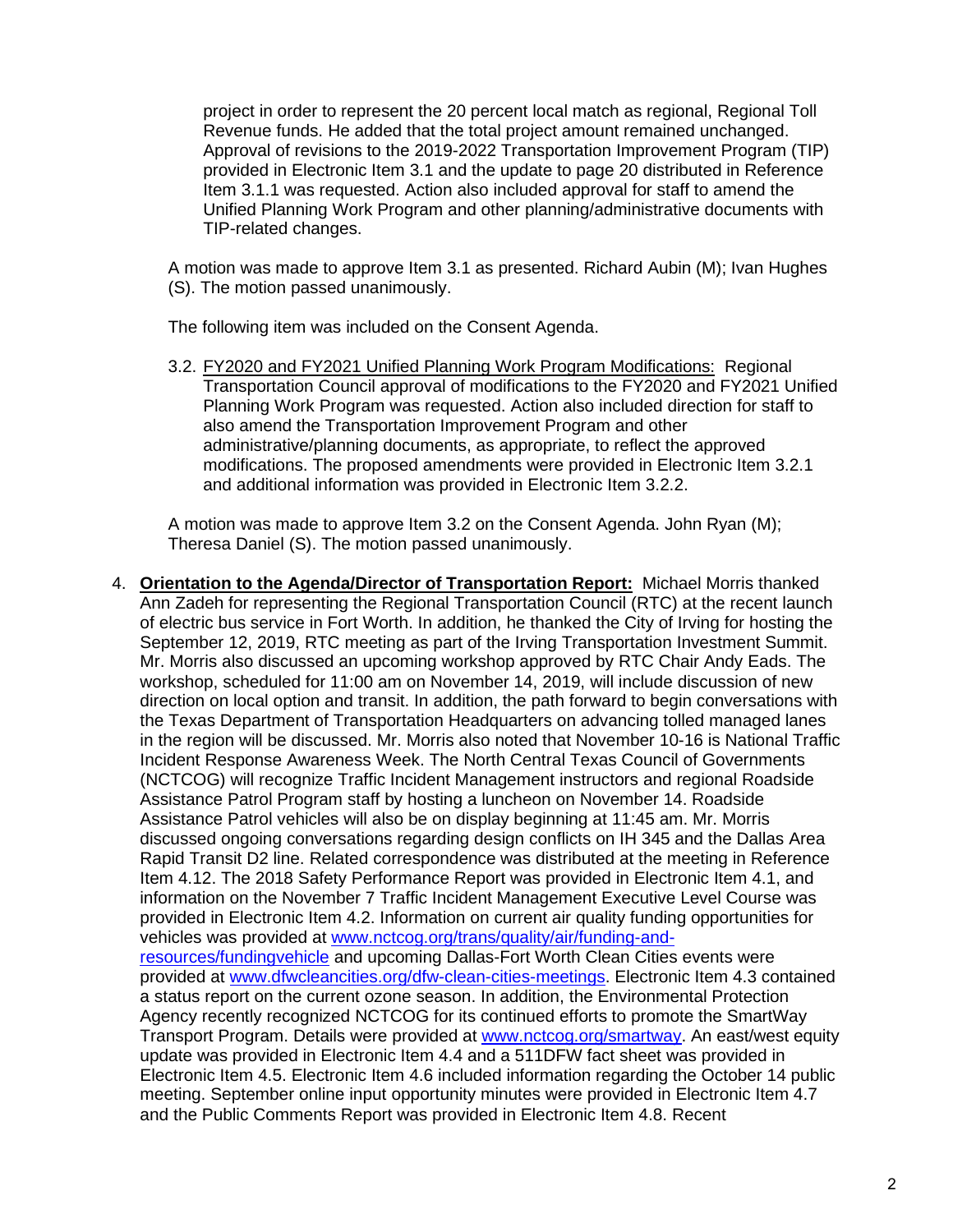project in order to represent the 20 percent local match as regional, Regional Toll Revenue funds. He added that the total project amount remained unchanged. Approval of revisions to the 2019-2022 Transportation Improvement Program (TIP) provided in Electronic Item 3.1 and the update to page 20 distributed in Reference Item 3.1.1 was requested. Action also included approval for staff to amend the Unified Planning Work Program and other planning/administrative documents with TIP-related changes.

A motion was made to approve Item 3.1 as presented. Richard Aubin (M); Ivan Hughes (S). The motion passed unanimously.

The following item was included on the Consent Agenda.

3.2. FY2020 and FY2021 Unified Planning Work Program Modifications: Regional Transportation Council approval of modifications to the FY2020 and FY2021 Unified Planning Work Program was requested. Action also included direction for staff to also amend the Transportation Improvement Program and other administrative/planning documents, as appropriate, to reflect the approved modifications. The proposed amendments were provided in Electronic Item 3.2.1 and additional information was provided in Electronic Item 3.2.2.

A motion was made to approve Item 3.2 on the Consent Agenda. John Ryan (M); Theresa Daniel (S). The motion passed unanimously.

4. **Orientation to the Agenda/Director of Transportation Report:** Michael Morris thanked Ann Zadeh for representing the Regional Transportation Council (RTC) at the recent launch of electric bus service in Fort Worth. In addition, he thanked the City of Irving for hosting the September 12, 2019, RTC meeting as part of the Irving Transportation Investment Summit. Mr. Morris also discussed an upcoming workshop approved by RTC Chair Andy Eads. The workshop, scheduled for 11:00 am on November 14, 2019, will include discussion of new direction on local option and transit. In addition, the path forward to begin conversations with the Texas Department of Transportation Headquarters on advancing tolled managed lanes in the region will be discussed. Mr. Morris also noted that November 10-16 is National Traffic Incident Response Awareness Week. The North Central Texas Council of Governments (NCTCOG) will recognize Traffic Incident Management instructors and regional Roadside Assistance Patrol Program staff by hosting a luncheon on November 14. Roadside Assistance Patrol vehicles will also be on display beginning at 11:45 am. Mr. Morris discussed ongoing conversations regarding design conflicts on IH 345 and the Dallas Area Rapid Transit D2 line. Related correspondence was distributed at the meeting in Reference Item 4.12. The 2018 Safety Performance Report was provided in Electronic Item 4.1, and information on the November 7 Traffic Incident Management Executive Level Course was provided in Electronic Item 4.2. Information on current air quality funding opportunities for vehicles was provided at www.nctcog.org/trans/quality/air/funding-and-resources/fundingvehicle and upcoming Dallas-Fort Worth Clean Cities events were provided at www.dfwcleancities.org/dfw-clean-cities-meetings. Electronic Item 4.3 contained a status report on the current ozone season. In addition, the Environmental Protection Agency recently recognized NCTCOG for its continued efforts to promote the SmartWay Transport Program. Details were provided at www.nctcog.org/smartway. An east/west equity update was provided in Electronic Item 4.4 and a 511DFW fact sheet was provided in Electronic Item 4.5. Electronic Item 4.6 included information regarding the October 14 public meeting. September online input opportunity minutes were provided in Electronic Item 4.7 and the Public Comments Report was provided in Electronic Item 4.8. Recent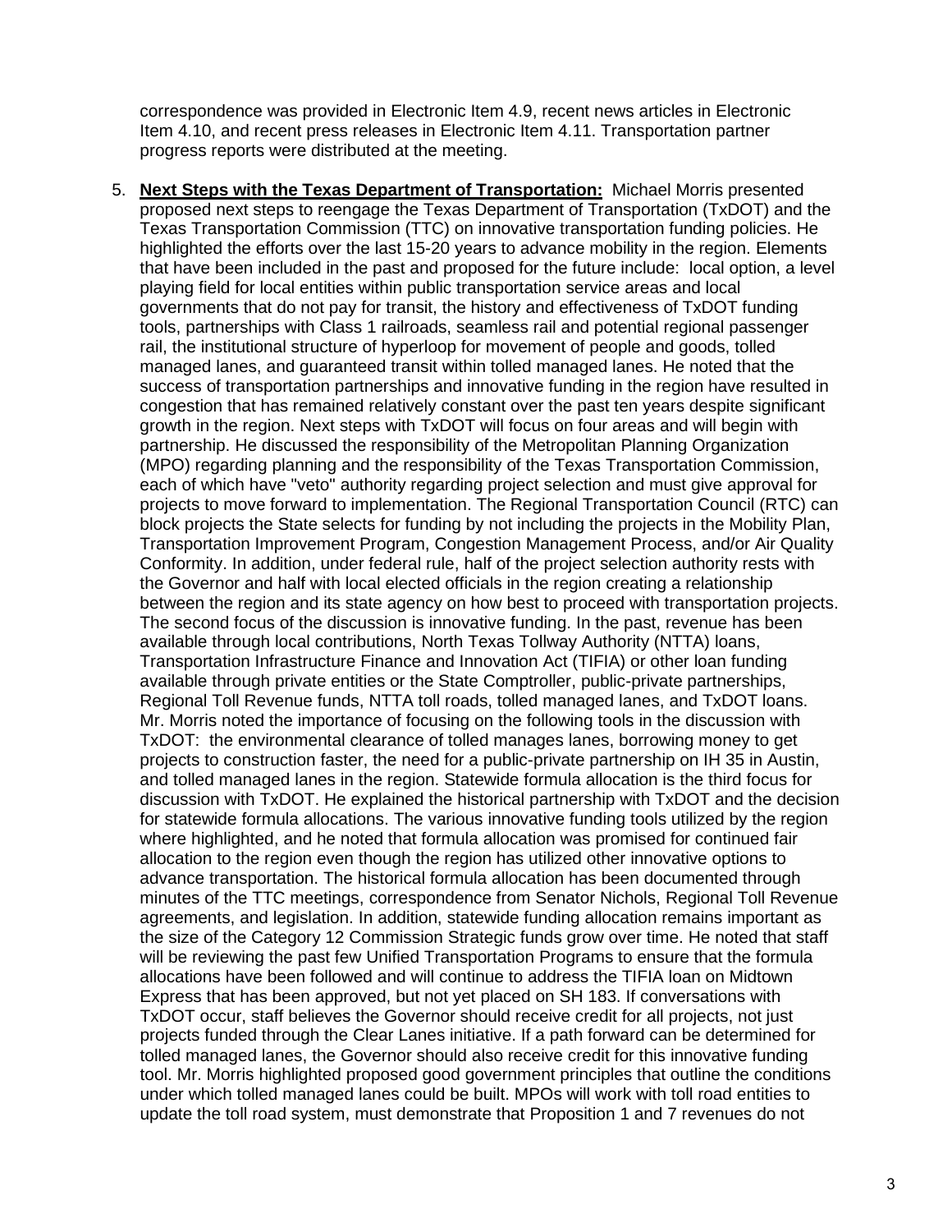correspondence was provided in Electronic Item 4.9, recent news articles in Electronic Item 4.10, and recent press releases in Electronic Item 4.11. Transportation partner progress reports were distributed at the meeting.

5. **Next Steps with the Texas Department of Transportation:** Michael Morris presented proposed next steps to reengage the Texas Department of Transportation (TxDOT) and the Texas Transportation Commission (TTC) on innovative transportation funding policies. He highlighted the efforts over the last 15-20 years to advance mobility in the region. Elements that have been included in the past and proposed for the future include: local option, a level playing field for local entities within public transportation service areas and local governments that do not pay for transit, the history and effectiveness of TxDOT funding tools, partnerships with Class 1 railroads, seamless rail and potential regional passenger rail, the institutional structure of hyperloop for movement of people and goods, tolled managed lanes, and guaranteed transit within tolled managed lanes. He noted that the success of transportation partnerships and innovative funding in the region have resulted in congestion that has remained relatively constant over the past ten years despite significant growth in the region. Next steps with TxDOT will focus on four areas and will begin with partnership. He discussed the responsibility of the Metropolitan Planning Organization (MPO) regarding planning and the responsibility of the Texas Transportation Commission, each of which have "veto" authority regarding project selection and must give approval for projects to move forward to implementation. The Regional Transportation Council (RTC) can block projects the State selects for funding by not including the projects in the Mobility Plan, Transportation Improvement Program, Congestion Management Process, and/or Air Quality Conformity. In addition, under federal rule, half of the project selection authority rests with the Governor and half with local elected officials in the region creating a relationship between the region and its state agency on how best to proceed with transportation projects. The second focus of the discussion is innovative funding. In the past, revenue has been available through local contributions, North Texas Tollway Authority (NTTA) loans, Transportation Infrastructure Finance and Innovation Act (TIFIA) or other loan funding available through private entities or the State Comptroller, public-private partnerships, Regional Toll Revenue funds, NTTA toll roads, tolled managed lanes, and TxDOT loans. Mr. Morris noted the importance of focusing on the following tools in the discussion with TxDOT: the environmental clearance of tolled manages lanes, borrowing money to get projects to construction faster, the need for a public-private partnership on IH 35 in Austin, and tolled managed lanes in the region. Statewide formula allocation is the third focus for discussion with TxDOT. He explained the historical partnership with TxDOT and the decision for statewide formula allocations. The various innovative funding tools utilized by the region where highlighted, and he noted that formula allocation was promised for continued fair allocation to the region even though the region has utilized other innovative options to advance transportation. The historical formula allocation has been documented through minutes of the TTC meetings, correspondence from Senator Nichols, Regional Toll Revenue agreements, and legislation. In addition, statewide funding allocation remains important as the size of the Category 12 Commission Strategic funds grow over time. He noted that staff will be reviewing the past few Unified Transportation Programs to ensure that the formula allocations have been followed and will continue to address the TIFIA loan on Midtown Express that has been approved, but not yet placed on SH 183. If conversations with TxDOT occur, staff believes the Governor should receive credit for all projects, not just projects funded through the Clear Lanes initiative. If a path forward can be determined for tolled managed lanes, the Governor should also receive credit for this innovative funding tool. Mr. Morris highlighted proposed good government principles that outline the conditions under which tolled managed lanes could be built. MPOs will work with toll road entities to update the toll road system, must demonstrate that Proposition 1 and 7 revenues do not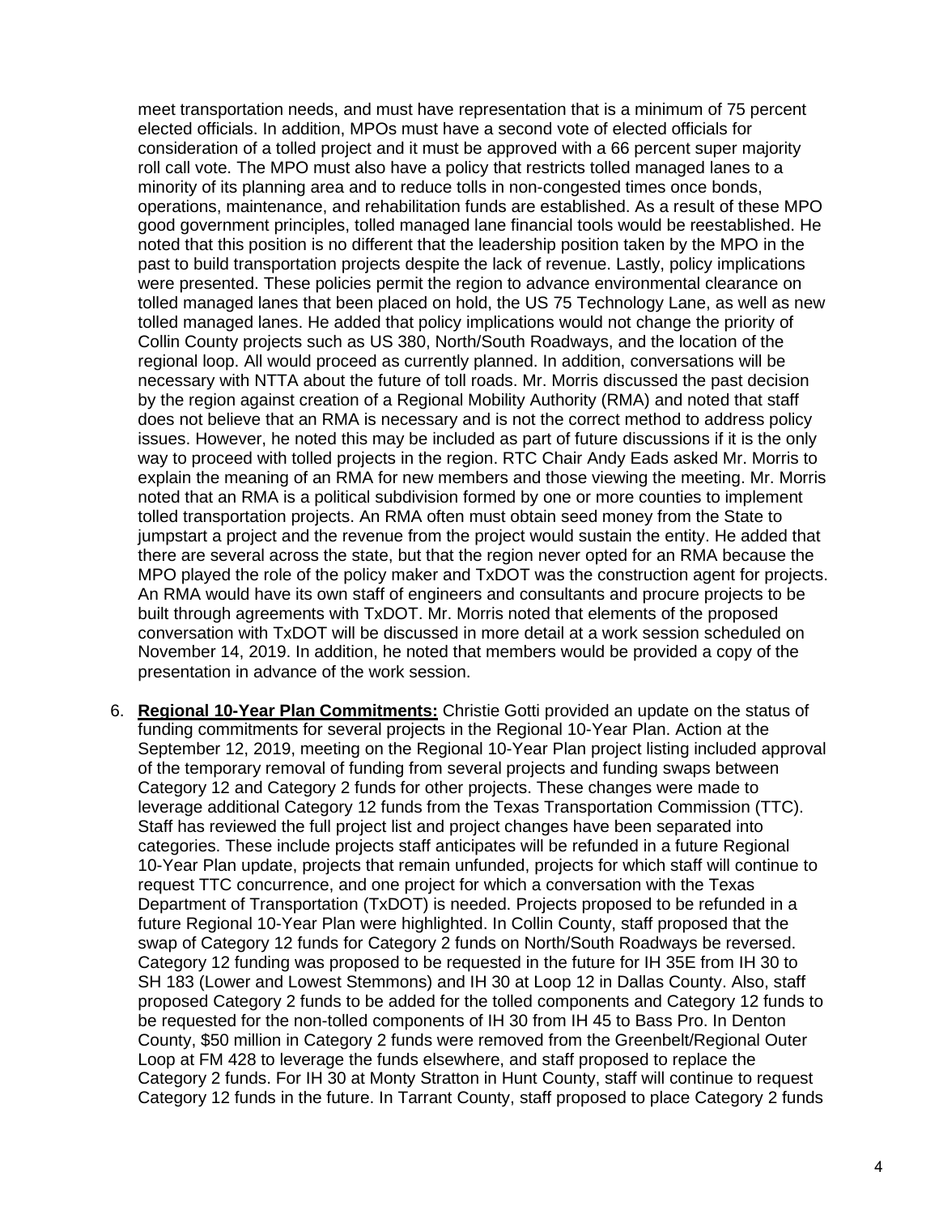meet transportation needs, and must have representation that is a minimum of 75 percent elected officials. In addition, MPOs must have a second vote of elected officials for consideration of a tolled project and it must be approved with a 66 percent super majority roll call vote. The MPO must also have a policy that restricts tolled managed lanes to a minority of its planning area and to reduce tolls in non-congested times once bonds, operations, maintenance, and rehabilitation funds are established. As a result of these MPO good government principles, tolled managed lane financial tools would be reestablished. He noted that this position is no different that the leadership position taken by the MPO in the past to build transportation projects despite the lack of revenue. Lastly, policy implications were presented. These policies permit the region to advance environmental clearance on tolled managed lanes that been placed on hold, the US 75 Technology Lane, as well as new tolled managed lanes. He added that policy implications would not change the priority of Collin County projects such as US 380, North/South Roadways, and the location of the regional loop. All would proceed as currently planned. In addition, conversations will be necessary with NTTA about the future of toll roads. Mr. Morris discussed the past decision by the region against creation of a Regional Mobility Authority (RMA) and noted that staff does not believe that an RMA is necessary and is not the correct method to address policy issues. However, he noted this may be included as part of future discussions if it is the only way to proceed with tolled projects in the region. RTC Chair Andy Eads asked Mr. Morris to explain the meaning of an RMA for new members and those viewing the meeting. Mr. Morris noted that an RMA is a political subdivision formed by one or more counties to implement tolled transportation projects. An RMA often must obtain seed money from the State to jumpstart a project and the revenue from the project would sustain the entity. He added that there are several across the state, but that the region never opted for an RMA because the MPO played the role of the policy maker and TxDOT was the construction agent for projects. An RMA would have its own staff of engineers and consultants and procure projects to be built through agreements with TxDOT. Mr. Morris noted that elements of the proposed conversation with TxDOT will be discussed in more detail at a work session scheduled on November 14, 2019. In addition, he noted that members would be provided a copy of the presentation in advance of the work session.

6. **Regional 10-Year Plan Commitments:** Christie Gotti provided an update on the status of funding commitments for several projects in the Regional 10-Year Plan. Action at the September 12, 2019, meeting on the Regional 10-Year Plan project listing included approval of the temporary removal of funding from several projects and funding swaps between Category 12 and Category 2 funds for other projects. These changes were made to leverage additional Category 12 funds from the Texas Transportation Commission (TTC). Staff has reviewed the full project list and project changes have been separated into categories. These include projects staff anticipates will be refunded in a future Regional 10-Year Plan update, projects that remain unfunded, projects for which staff will continue to request TTC concurrence, and one project for which a conversation with the Texas Department of Transportation (TxDOT) is needed. Projects proposed to be refunded in a future Regional 10-Year Plan were highlighted. In Collin County, staff proposed that the swap of Category 12 funds for Category 2 funds on North/South Roadways be reversed. Category 12 funding was proposed to be requested in the future for IH 35E from IH 30 to SH 183 (Lower and Lowest Stemmons) and IH 30 at Loop 12 in Dallas County. Also, staff proposed Category 2 funds to be added for the tolled components and Category 12 funds to be requested for the non-tolled components of IH 30 from IH 45 to Bass Pro. In Denton County, $50 million in Category 2 funds were removed from the Greenbelt/Regional Outer Loop at FM 428 to leverage the funds elsewhere, and staff proposed to replace the Category 2 funds. For IH 30 at Monty Stratton in Hunt County, staff will continue to request Category 12 funds in the future. In Tarrant County, staff proposed to place Category 2 funds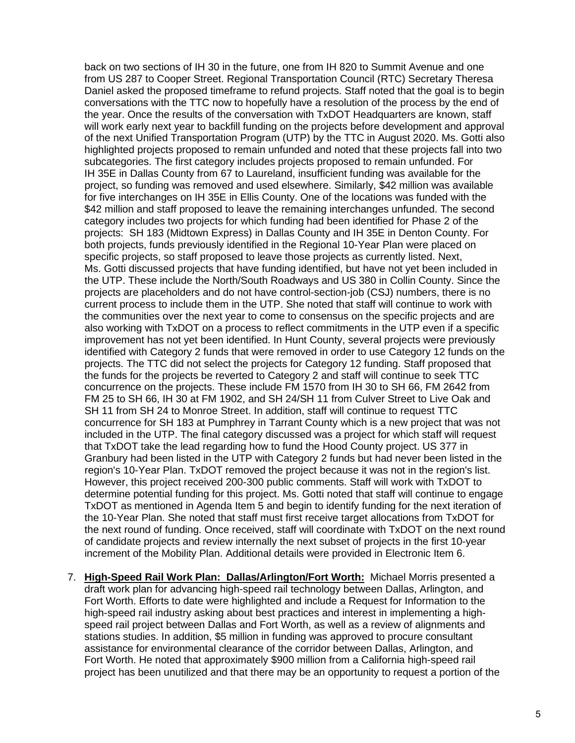back on two sections of IH 30 in the future, one from IH 820 to Summit Avenue and one from US 287 to Cooper Street. Regional Transportation Council (RTC) Secretary Theresa Daniel asked the proposed timeframe to refund projects. Staff noted that the goal is to begin conversations with the TTC now to hopefully have a resolution of the process by the end of the year. Once the results of the conversation with TxDOT Headquarters are known, staff will work early next year to backfill funding on the projects before development and approval of the next Unified Transportation Program (UTP) by the TTC in August 2020. Ms. Gotti also highlighted projects proposed to remain unfunded and noted that these projects fall into two subcategories. The first category includes projects proposed to remain unfunded. For IH 35E in Dallas County from 67 to Laureland, insufficient funding was available for the project, so funding was removed and used elsewhere. Similarly, $42 million was available for five interchanges on IH 35E in Ellis County. One of the locations was funded with the $42 million and staff proposed to leave the remaining interchanges unfunded. The second category includes two projects for which funding had been identified for Phase 2 of the projects: SH 183 (Midtown Express) in Dallas County and IH 35E in Denton County. For both projects, funds previously identified in the Regional 10-Year Plan were placed on specific projects, so staff proposed to leave those projects as currently listed. Next, Ms. Gotti discussed projects that have funding identified, but have not yet been included in the UTP. These include the North/South Roadways and US 380 in Collin County. Since the projects are placeholders and do not have control-section-job (CSJ) numbers, there is no current process to include them in the UTP. She noted that staff will continue to work with the communities over the next year to come to consensus on the specific projects and are also working with TxDOT on a process to reflect commitments in the UTP even if a specific improvement has not yet been identified. In Hunt County, several projects were previously identified with Category 2 funds that were removed in order to use Category 12 funds on the projects. The TTC did not select the projects for Category 12 funding. Staff proposed that the funds for the projects be reverted to Category 2 and staff will continue to seek TTC concurrence on the projects. These include FM 1570 from IH 30 to SH 66, FM 2642 from FM 25 to SH 66, IH 30 at FM 1902, and SH 24/SH 11 from Culver Street to Live Oak and SH 11 from SH 24 to Monroe Street. In addition, staff will continue to request TTC concurrence for SH 183 at Pumphrey in Tarrant County which is a new project that was not included in the UTP. The final category discussed was a project for which staff will request that TxDOT take the lead regarding how to fund the Hood County project. US 377 in Granbury had been listed in the UTP with Category 2 funds but had never been listed in the region's 10-Year Plan. TxDOT removed the project because it was not in the region's list. However, this project received 200-300 public comments. Staff will work with TxDOT to determine potential funding for this project. Ms. Gotti noted that staff will continue to engage TxDOT as mentioned in Agenda Item 5 and begin to identify funding for the next iteration of the 10-Year Plan. She noted that staff must first receive target allocations from TxDOT for the next round of funding. Once received, staff will coordinate with TxDOT on the next round of candidate projects and review internally the next subset of projects in the first 10-year increment of the Mobility Plan. Additional details were provided in Electronic Item 6.

7. **High-Speed Rail Work Plan: Dallas/Arlington/Fort Worth:** Michael Morris presented a draft work plan for advancing high-speed rail technology between Dallas, Arlington, and Fort Worth. Efforts to date were highlighted and include a Request for Information to the high-speed rail industry asking about best practices and interest in implementing a high-speed rail project between Dallas and Fort Worth, as well as a review of alignments and stations studies. In addition, $5 million in funding was approved to procure consultant assistance for environmental clearance of the corridor between Dallas, Arlington, and Fort Worth. He noted that approximately $900 million from a California high-speed rail project has been unutilized and that there may be an opportunity to request a portion of the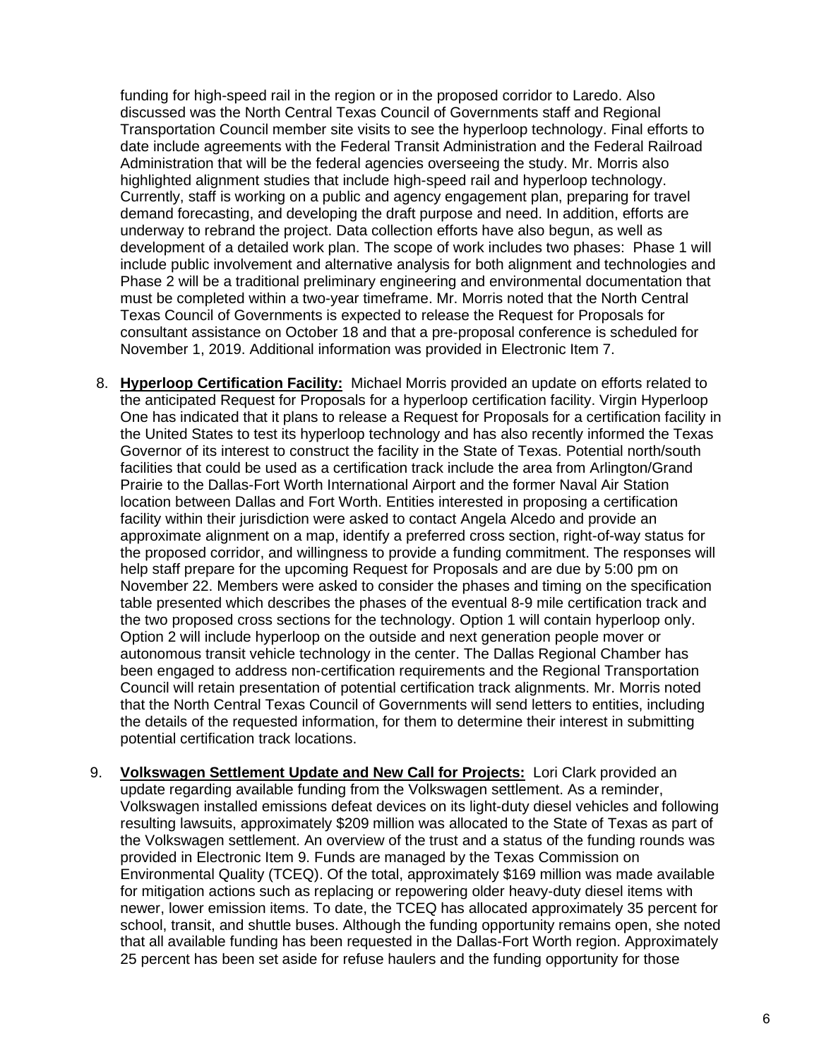funding for high-speed rail in the region or in the proposed corridor to Laredo. Also discussed was the North Central Texas Council of Governments staff and Regional Transportation Council member site visits to see the hyperloop technology. Final efforts to date include agreements with the Federal Transit Administration and the Federal Railroad Administration that will be the federal agencies overseeing the study. Mr. Morris also highlighted alignment studies that include high-speed rail and hyperloop technology. Currently, staff is working on a public and agency engagement plan, preparing for travel demand forecasting, and developing the draft purpose and need. In addition, efforts are underway to rebrand the project. Data collection efforts have also begun, as well as development of a detailed work plan. The scope of work includes two phases: Phase 1 will include public involvement and alternative analysis for both alignment and technologies and Phase 2 will be a traditional preliminary engineering and environmental documentation that must be completed within a two-year timeframe. Mr. Morris noted that the North Central Texas Council of Governments is expected to release the Request for Proposals for consultant assistance on October 18 and that a pre-proposal conference is scheduled for November 1, 2019. Additional information was provided in Electronic Item 7.

8. **Hyperloop Certification Facility:** Michael Morris provided an update on efforts related to the anticipated Request for Proposals for a hyperloop certification facility. Virgin Hyperloop One has indicated that it plans to release a Request for Proposals for a certification facility in the United States to test its hyperloop technology and has also recently informed the Texas Governor of its interest to construct the facility in the State of Texas. Potential north/south facilities that could be used as a certification track include the area from Arlington/Grand Prairie to the Dallas-Fort Worth International Airport and the former Naval Air Station location between Dallas and Fort Worth. Entities interested in proposing a certification facility within their jurisdiction were asked to contact Angela Alcedo and provide an approximate alignment on a map, identify a preferred cross section, right-of-way status for the proposed corridor, and willingness to provide a funding commitment. The responses will help staff prepare for the upcoming Request for Proposals and are due by 5:00 pm on November 22. Members were asked to consider the phases and timing on the specification table presented which describes the phases of the eventual 8-9 mile certification track and the two proposed cross sections for the technology. Option 1 will contain hyperloop only. Option 2 will include hyperloop on the outside and next generation people mover or autonomous transit vehicle technology in the center. The Dallas Regional Chamber has been engaged to address non-certification requirements and the Regional Transportation Council will retain presentation of potential certification track alignments. Mr. Morris noted that the North Central Texas Council of Governments will send letters to entities, including the details of the requested information, for them to determine their interest in submitting potential certification track locations.

9. **Volkswagen Settlement Update and New Call for Projects:** Lori Clark provided an update regarding available funding from the Volkswagen settlement. As a reminder, Volkswagen installed emissions defeat devices on its light-duty diesel vehicles and following resulting lawsuits, approximately $209 million was allocated to the State of Texas as part of the Volkswagen settlement. An overview of the trust and a status of the funding rounds was provided in Electronic Item 9. Funds are managed by the Texas Commission on Environmental Quality (TCEQ). Of the total, approximately $169 million was made available for mitigation actions such as replacing or repowering older heavy-duty diesel items with newer, lower emission items. To date, the TCEQ has allocated approximately 35 percent for school, transit, and shuttle buses. Although the funding opportunity remains open, she noted that all available funding has been requested in the Dallas-Fort Worth region. Approximately 25 percent has been set aside for refuse haulers and the funding opportunity for those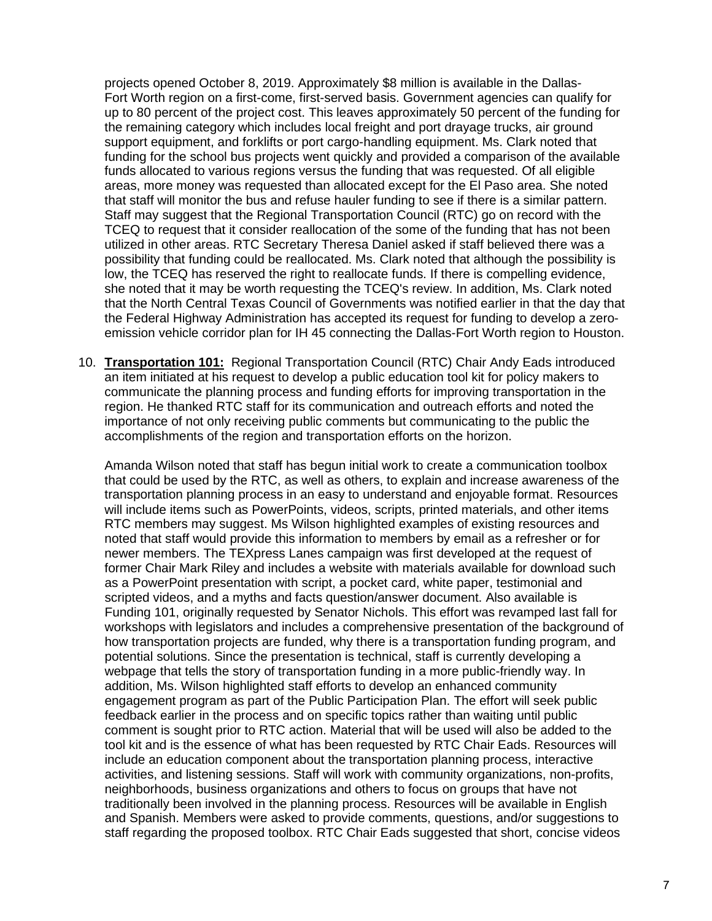projects opened October 8, 2019. Approximately $8 million is available in the Dallas-Fort Worth region on a first-come, first-served basis. Government agencies can qualify for up to 80 percent of the project cost. This leaves approximately 50 percent of the funding for the remaining category which includes local freight and port drayage trucks, air ground support equipment, and forklifts or port cargo-handling equipment. Ms. Clark noted that funding for the school bus projects went quickly and provided a comparison of the available funds allocated to various regions versus the funding that was requested. Of all eligible areas, more money was requested than allocated except for the El Paso area. She noted that staff will monitor the bus and refuse hauler funding to see if there is a similar pattern. Staff may suggest that the Regional Transportation Council (RTC) go on record with the TCEQ to request that it consider reallocation of the some of the funding that has not been utilized in other areas. RTC Secretary Theresa Daniel asked if staff believed there was a possibility that funding could be reallocated. Ms. Clark noted that although the possibility is low, the TCEQ has reserved the right to reallocate funds. If there is compelling evidence, she noted that it may be worth requesting the TCEQ's review. In addition, Ms. Clark noted that the North Central Texas Council of Governments was notified earlier in that the day that the Federal Highway Administration has accepted its request for funding to develop a zero-emission vehicle corridor plan for IH 45 connecting the Dallas-Fort Worth region to Houston.

10. **Transportation 101:** Regional Transportation Council (RTC) Chair Andy Eads introduced an item initiated at his request to develop a public education tool kit for policy makers to communicate the planning process and funding efforts for improving transportation in the region. He thanked RTC staff for its communication and outreach efforts and noted the importance of not only receiving public comments but communicating to the public the accomplishments of the region and transportation efforts on the horizon.

    Amanda Wilson noted that staff has begun initial work to create a communication toolbox that could be used by the RTC, as well as others, to explain and increase awareness of the transportation planning process in an easy to understand and enjoyable format. Resources will include items such as PowerPoints, videos, scripts, printed materials, and other items RTC members may suggest. Ms Wilson highlighted examples of existing resources and noted that staff would provide this information to members by email as a refresher or for newer members. The TEXpress Lanes campaign was first developed at the request of former Chair Mark Riley and includes a website with materials available for download such as a PowerPoint presentation with script, a pocket card, white paper, testimonial and scripted videos, and a myths and facts question/answer document. Also available is Funding 101, originally requested by Senator Nichols. This effort was revamped last fall for workshops with legislators and includes a comprehensive presentation of the background of how transportation projects are funded, why there is a transportation funding program, and potential solutions. Since the presentation is technical, staff is currently developing a webpage that tells the story of transportation funding in a more public-friendly way. In addition, Ms. Wilson highlighted staff efforts to develop an enhanced community engagement program as part of the Public Participation Plan. The effort will seek public feedback earlier in the process and on specific topics rather than waiting until public comment is sought prior to RTC action. Material that will be used will also be added to the tool kit and is the essence of what has been requested by RTC Chair Eads. Resources will include an education component about the transportation planning process, interactive activities, and listening sessions. Staff will work with community organizations, non-profits, neighborhoods, business organizations and others to focus on groups that have not traditionally been involved in the planning process. Resources will be available in English and Spanish. Members were asked to provide comments, questions, and/or suggestions to staff regarding the proposed toolbox. RTC Chair Eads suggested that short, concise videos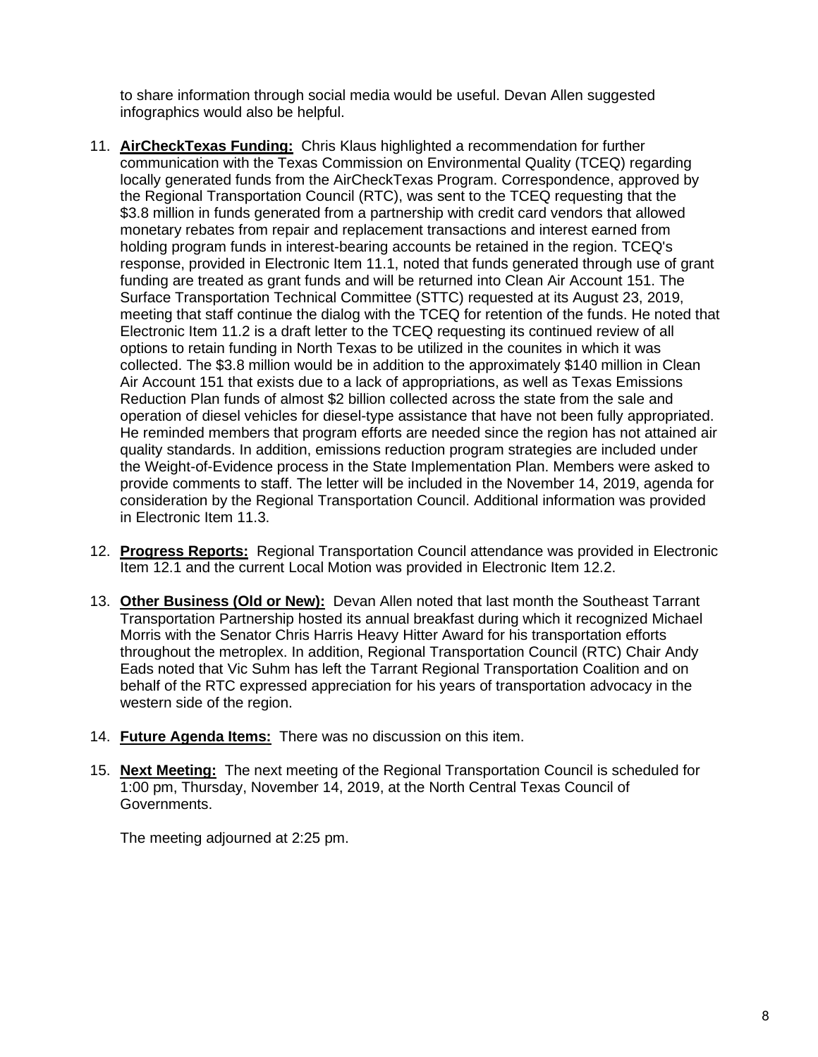to share information through social media would be useful. Devan Allen suggested infographics would also be helpful.

11. **AirCheckTexas Funding:** Chris Klaus highlighted a recommendation for further communication with the Texas Commission on Environmental Quality (TCEQ) regarding locally generated funds from the AirCheckTexas Program. Correspondence, approved by the Regional Transportation Council (RTC), was sent to the TCEQ requesting that the $3.8 million in funds generated from a partnership with credit card vendors that allowed monetary rebates from repair and replacement transactions and interest earned from holding program funds in interest-bearing accounts be retained in the region. TCEQ's response, provided in Electronic Item 11.1, noted that funds generated through use of grant funding are treated as grant funds and will be returned into Clean Air Account 151. The Surface Transportation Technical Committee (STTC) requested at its August 23, 2019, meeting that staff continue the dialog with the TCEQ for retention of the funds. He noted that Electronic Item 11.2 is a draft letter to the TCEQ requesting its continued review of all options to retain funding in North Texas to be utilized in the counites in which it was collected. The $3.8 million would be in addition to the approximately $140 million in Clean Air Account 151 that exists due to a lack of appropriations, as well as Texas Emissions Reduction Plan funds of almost $2 billion collected across the state from the sale and operation of diesel vehicles for diesel-type assistance that have not been fully appropriated. He reminded members that program efforts are needed since the region has not attained air quality standards. In addition, emissions reduction program strategies are included under the Weight-of-Evidence process in the State Implementation Plan. Members were asked to provide comments to staff. The letter will be included in the November 14, 2019, agenda for consideration by the Regional Transportation Council. Additional information was provided in Electronic Item 11.3.

12. **Progress Reports:** Regional Transportation Council attendance was provided in Electronic Item 12.1 and the current Local Motion was provided in Electronic Item 12.2.

13. **Other Business (Old or New):** Devan Allen noted that last month the Southeast Tarrant Transportation Partnership hosted its annual breakfast during which it recognized Michael Morris with the Senator Chris Harris Heavy Hitter Award for his transportation efforts throughout the metroplex. In addition, Regional Transportation Council (RTC) Chair Andy Eads noted that Vic Suhm has left the Tarrant Regional Transportation Coalition and on behalf of the RTC expressed appreciation for his years of transportation advocacy in the western side of the region.

14. **Future Agenda Items:** There was no discussion on this item.

15. **Next Meeting:** The next meeting of the Regional Transportation Council is scheduled for 1:00 pm, Thursday, November 14, 2019, at the North Central Texas Council of Governments.

    The meeting adjourned at 2:25 pm.